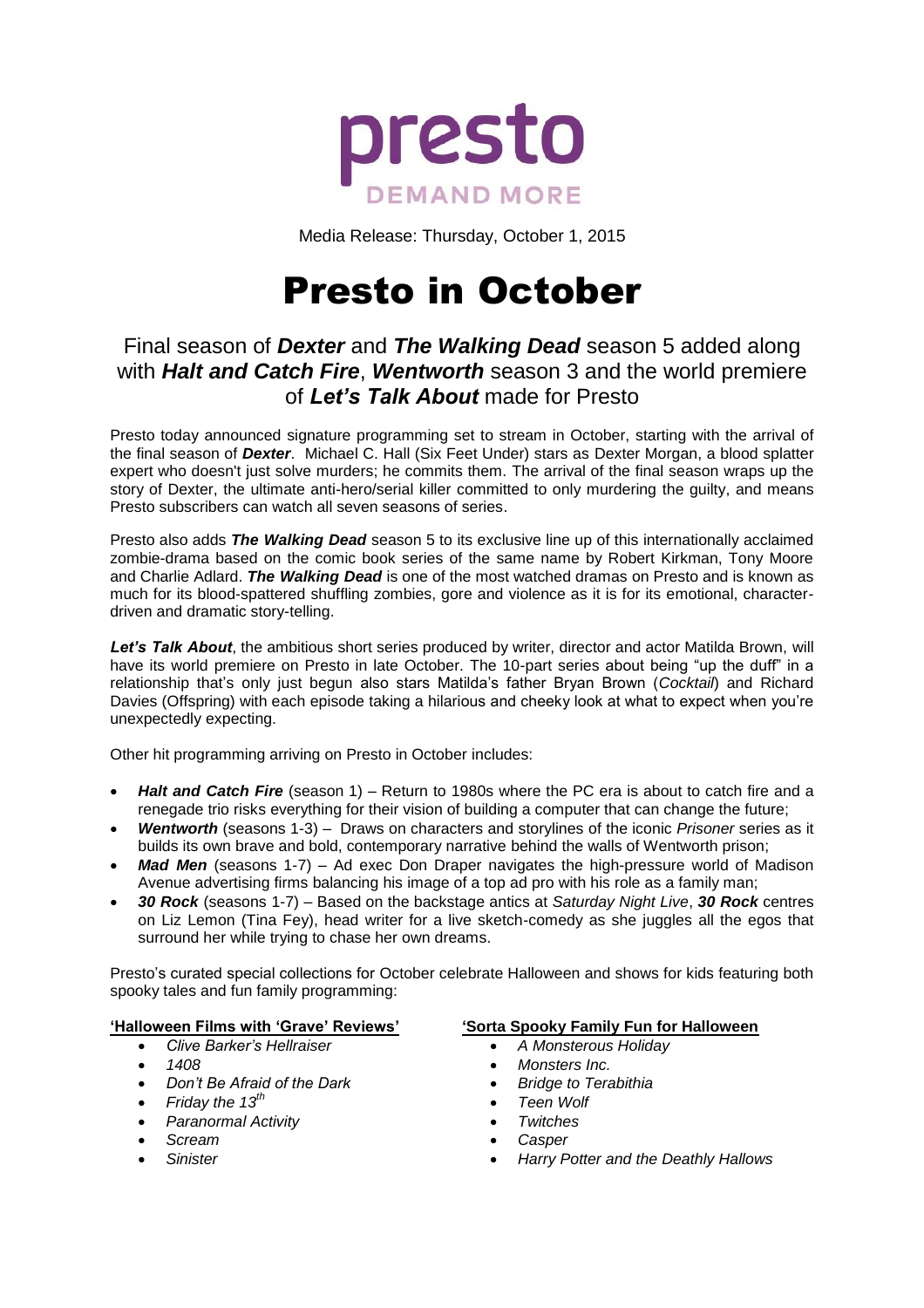presto

DEMAND MORE

Media Release: Thursday, October 1, 2015

# Presto in October

## Final season of ***Dexter*** and ***The Walking Dead*** season 5 added along with ***Halt and Catch Fire***, ***Wentworth*** season 3 and the world premiere of ***Let's Talk About*** made for Presto

Presto today announced signature programming set to stream in October, starting with the arrival of the final season of ***Dexter***. Michael C. Hall (Six Feet Under) stars as Dexter Morgan, a blood splatter expert who doesn't just solve murders; he commits them. The arrival of the final season wraps up the story of Dexter, the ultimate anti-hero/serial killer committed to only murdering the guilty, and means Presto subscribers can watch all seven seasons of series.

Presto also adds ***The Walking Dead*** season 5 to its exclusive line up of this internationally acclaimed zombie-drama based on the comic book series of the same name by Robert Kirkman, Tony Moore and Charlie Adlard. ***The Walking Dead*** is one of the most watched dramas on Presto and is known as much for its blood-spattered shuffling zombies, gore and violence as it is for its emotional, character-driven and dramatic story-telling.

***Let's Talk About***, the ambitious short series produced by writer, director and actor Matilda Brown, will have its world premiere on Presto in late October. The 10-part series about being "up the duff" in a relationship that's only just begun also stars Matilda's father Bryan Brown (*Cocktail*) and Richard Davies (Offspring) with each episode taking a hilarious and cheeky look at what to expect when you're unexpectedly expecting.

Other hit programming arriving on Presto in October includes:

- ***Halt and Catch Fire*** (season 1) – Return to 1980s where the PC era is about to catch fire and a renegade trio risks everything for their vision of building a computer that can change the future;
- ***Wentworth*** (seasons 1-3) – Draws on characters and storylines of the iconic *Prisoner* series as it builds its own brave and bold, contemporary narrative behind the walls of Wentworth prison;
- ***Mad Men*** (seasons 1-7) – Ad exec Don Draper navigates the high-pressure world of Madison Avenue advertising firms balancing his image of a top ad pro with his role as a family man;
- ***30 Rock*** (seasons 1-7) – Based on the backstage antics at *Saturday Night Live*, ***30 Rock*** centres on Liz Lemon (Tina Fey), head writer for a live sketch-comedy as she juggles all the egos that surround her while trying to chase her own dreams.

Presto's curated special collections for October celebrate Halloween and shows for kids featuring both spooky tales and fun family programming:

**'Halloween Films with 'Grave' Reviews'**

- *Clive Barker's Hellraiser*
- *1408*
- *Don't Be Afraid of the Dark*
- *Friday the 13th*
- *Paranormal Activity*
- *Scream*
- *Sinister*

**'Sorta Spooky Family Fun for Halloween**

- *A Monsterous Holiday*
- *Monsters Inc.*
- *Bridge to Terabithia*
- *Teen Wolf*
- *Twitches*
- *Casper*
- *Harry Potter and the Deathly Hallows*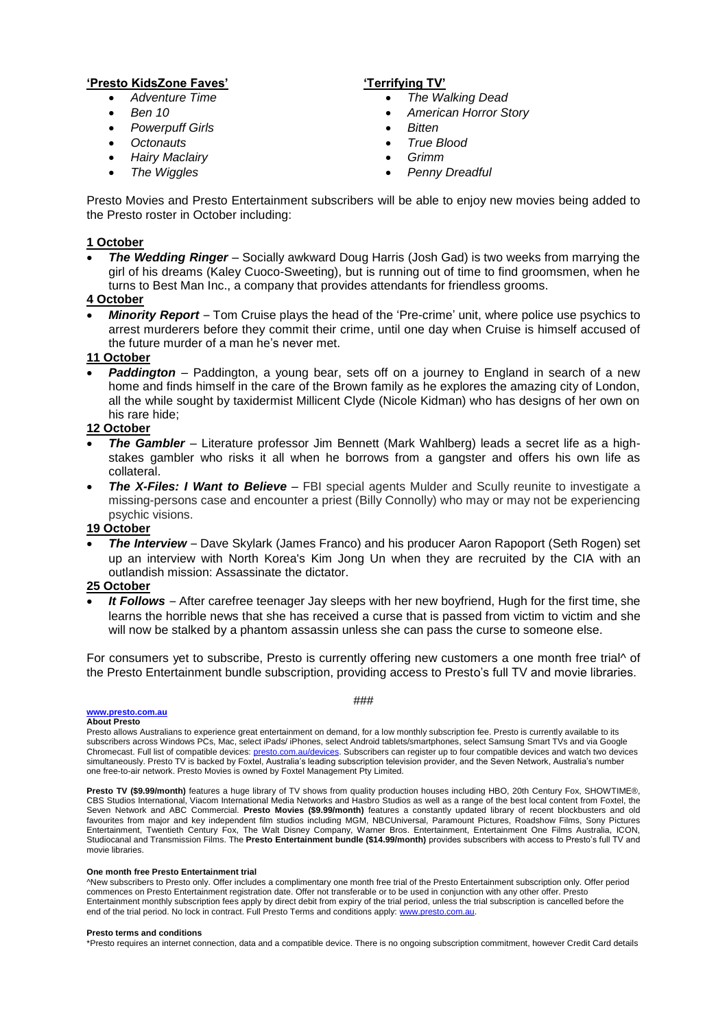**'Presto KidsZone Faves'**

- *Adventure Time*
- *Ben 10*
- *Powerpuff Girls*
- *Octonauts*
- *Hairy Maclairy*
- *The Wiggles*

**'Terrifying TV'**

- *The Walking Dead*
- *American Horror Story*
- *Bitten*
- *True Blood*
- *Grimm*
- *Penny Dreadful*

Presto Movies and Presto Entertainment subscribers will be able to enjoy new movies being added to the Presto roster in October including:

**1 October**

- ***The Wedding Ringer*** – Socially awkward Doug Harris (Josh Gad) is two weeks from marrying the girl of his dreams (Kaley Cuoco-Sweeting), but is running out of time to find groomsmen, when he turns to Best Man Inc., a company that provides attendants for friendless grooms.

**4 October**

- ***Minority Report*** – Tom Cruise plays the head of the 'Pre-crime' unit, where police use psychics to arrest murderers before they commit their crime, until one day when Cruise is himself accused of the future murder of a man he's never met.

**11 October**

- ***Paddington*** – Paddington, a young bear, sets off on a journey to England in search of a new home and finds himself in the care of the Brown family as he explores the amazing city of London, all the while sought by taxidermist Millicent Clyde (Nicole Kidman) who has designs of her own on his rare hide;

**12 October**

- ***The Gambler*** – Literature professor Jim Bennett (Mark Wahlberg) leads a secret life as a high-stakes gambler who risks it all when he borrows from a gangster and offers his own life as collateral.
- ***The X-Files: I Want to Believe*** – FBI special agents Mulder and Scully reunite to investigate a missing-persons case and encounter a priest (Billy Connolly) who may or may not be experiencing psychic visions.

**19 October**

- ***The Interview*** – Dave Skylark (James Franco) and his producer Aaron Rapoport (Seth Rogen) set up an interview with North Korea's Kim Jong Un when they are recruited by the CIA with an outlandish mission: Assassinate the dictator.

**25 October**

- ***It Follows*** – After carefree teenager Jay sleeps with her new boyfriend, Hugh for the first time, she learns the horrible news that she has received a curse that is passed from victim to victim and she will now be stalked by a phantom assassin unless she can pass the curse to someone else.

For consumers yet to subscribe, Presto is currently offering new customers a one month free trial^ of the Presto Entertainment bundle subscription, providing access to Presto's full TV and movie libraries.

###

**www.presto.com.au**

**About Presto**

Presto allows Australians to experience great entertainment on demand, for a low monthly subscription fee. Presto is currently available to its subscribers across Windows PCs, Mac, select iPads/ iPhones, select Android tablets/smartphones, select Samsung Smart TVs and via Google Chromecast. Full list of compatible devices: presto.com.au/devices. Subscribers can register up to four compatible devices and watch two devices simultaneously. Presto TV is backed by Foxtel, Australia's leading subscription television provider, and the Seven Network, Australia's number one free-to-air network. Presto Movies is owned by Foxtel Management Pty Limited.

**Presto TV ($9.99/month)** features a huge library of TV shows from quality production houses including HBO, 20th Century Fox, SHOWTIME®, CBS Studios International, Viacom International Media Networks and Hasbro Studios as well as a range of the best local content from Foxtel, the Seven Network and ABC Commercial. **Presto Movies ($9.99/month)** features a constantly updated library of recent blockbusters and old favourites from major and key independent film studios including MGM, NBCUniversal, Paramount Pictures, Roadshow Films, Sony Pictures Entertainment, Twentieth Century Fox, The Walt Disney Company, Warner Bros. Entertainment, Entertainment One Films Australia, ICON, Studiocanal and Transmission Films. The **Presto Entertainment bundle ($14.99/month)** provides subscribers with access to Presto's full TV and movie libraries.

**One month free Presto Entertainment trial**

^New subscribers to Presto only. Offer includes a complimentary one month free trial of the Presto Entertainment subscription only. Offer period commences on Presto Entertainment registration date. Offer not transferable or to be used in conjunction with any other offer. Presto Entertainment monthly subscription fees apply by direct debit from expiry of the trial period, unless the trial subscription is cancelled before the end of the trial period. No lock in contract. Full Presto Terms and conditions apply: www.presto.com.au.

**Presto terms and conditions**

*Presto requires an internet connection, data and a compatible device. There is no ongoing subscription commitment, however Credit Card details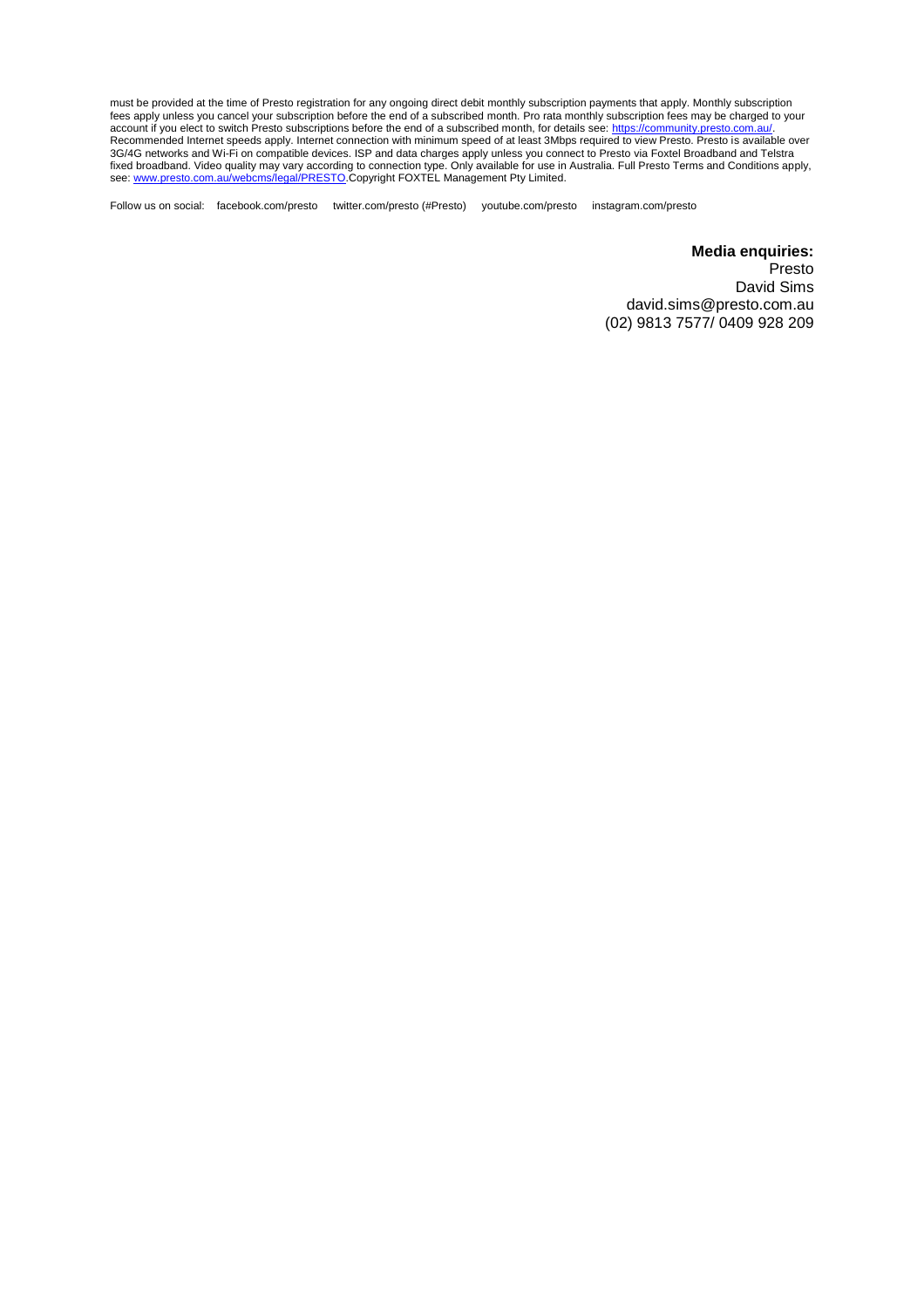must be provided at the time of Presto registration for any ongoing direct debit monthly subscription payments that apply. Monthly subscription fees apply unless you cancel your subscription before the end of a subscribed month. Pro rata monthly subscription fees may be charged to your account if you elect to switch Presto subscriptions before the end of a subscribed month, for details see: https://community.presto.com.au/. Recommended Internet speeds apply. Internet connection with minimum speed of at least 3Mbps required to view Presto. Presto is available over 3G/4G networks and Wi-Fi on compatible devices. ISP and data charges apply unless you connect to Presto via Foxtel Broadband and Telstra fixed broadband. Video quality may vary according to connection type. Only available for use in Australia. Full Presto Terms and Conditions apply, see: www.presto.com.au/webcms/legal/PRESTO.Copyright FOXTEL Management Pty Limited.

Follow us on social: facebook.com/presto twitter.com/presto (#Presto) youtube.com/presto instagram.com/presto

**Media enquiries:**
Presto
David Sims
david.sims@presto.com.au
(02) 9813 7577/ 0409 928 209